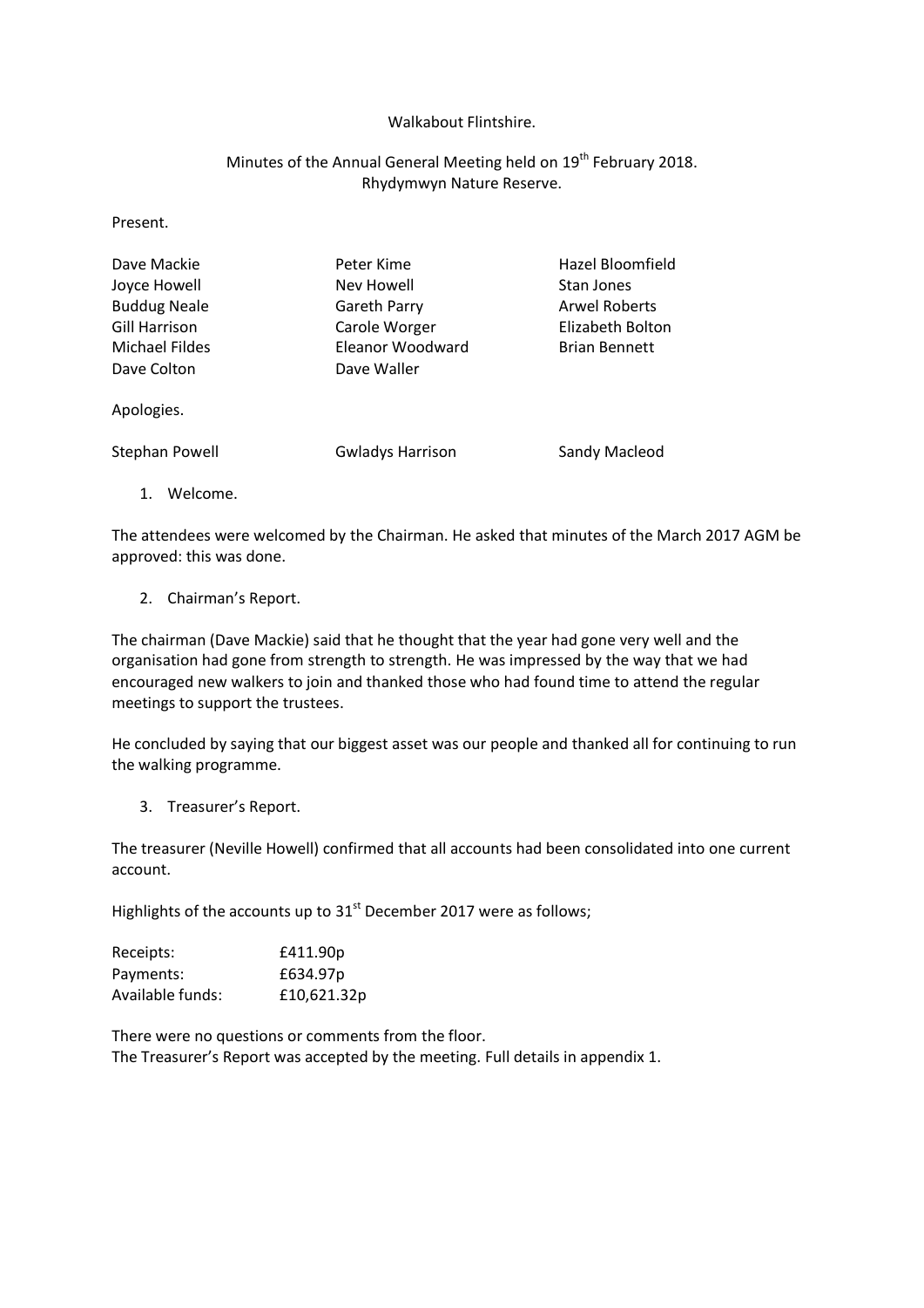# Walkabout Flintshire.

## Minutes of the Annual General Meeting held on 19th February 2018.
## Rhydymwyn Nature Reserve.

Present.

| | | |
|---|---|---|
| Dave Mackie | Peter Kime | Hazel Bloomfield |
| Joyce Howell | Nev Howell | Stan Jones |
| Buddug Neale | Gareth Parry | Arwel Roberts |
| Gill Harrison | Carole Worger | Elizabeth Bolton |
| Michael Fildes | Eleanor Woodward | Brian Bennett |
| Dave Colton | Dave Waller | |

Apologies.

| | | |
|---|---|---|
| Stephan Powell | Gwladys Harrison | Sandy Macleod |

1. Welcome.

The attendees were welcomed by the Chairman. He asked that minutes of the March 2017 AGM be approved: this was done.

2. Chairman's Report.

The chairman (Dave Mackie) said that he thought that the year had gone very well and the organisation had gone from strength to strength. He was impressed by the way that we had encouraged new walkers to join and thanked those who had found time to attend the regular meetings to support the trustees.

He concluded by saying that our biggest asset was our people and thanked all for continuing to run the walking programme.

3. Treasurer's Report.

The treasurer (Neville Howell) confirmed that all accounts had been consolidated into one current account.

Highlights of the accounts up to 31st December 2017 were as follows;

| | |
|---|---|
| Receipts: | £411.90p |
| Payments: | £634.97p |
| Available funds: | £10,621.32p |

There were no questions or comments from the floor.
The Treasurer's Report was accepted by the meeting. Full details in appendix 1.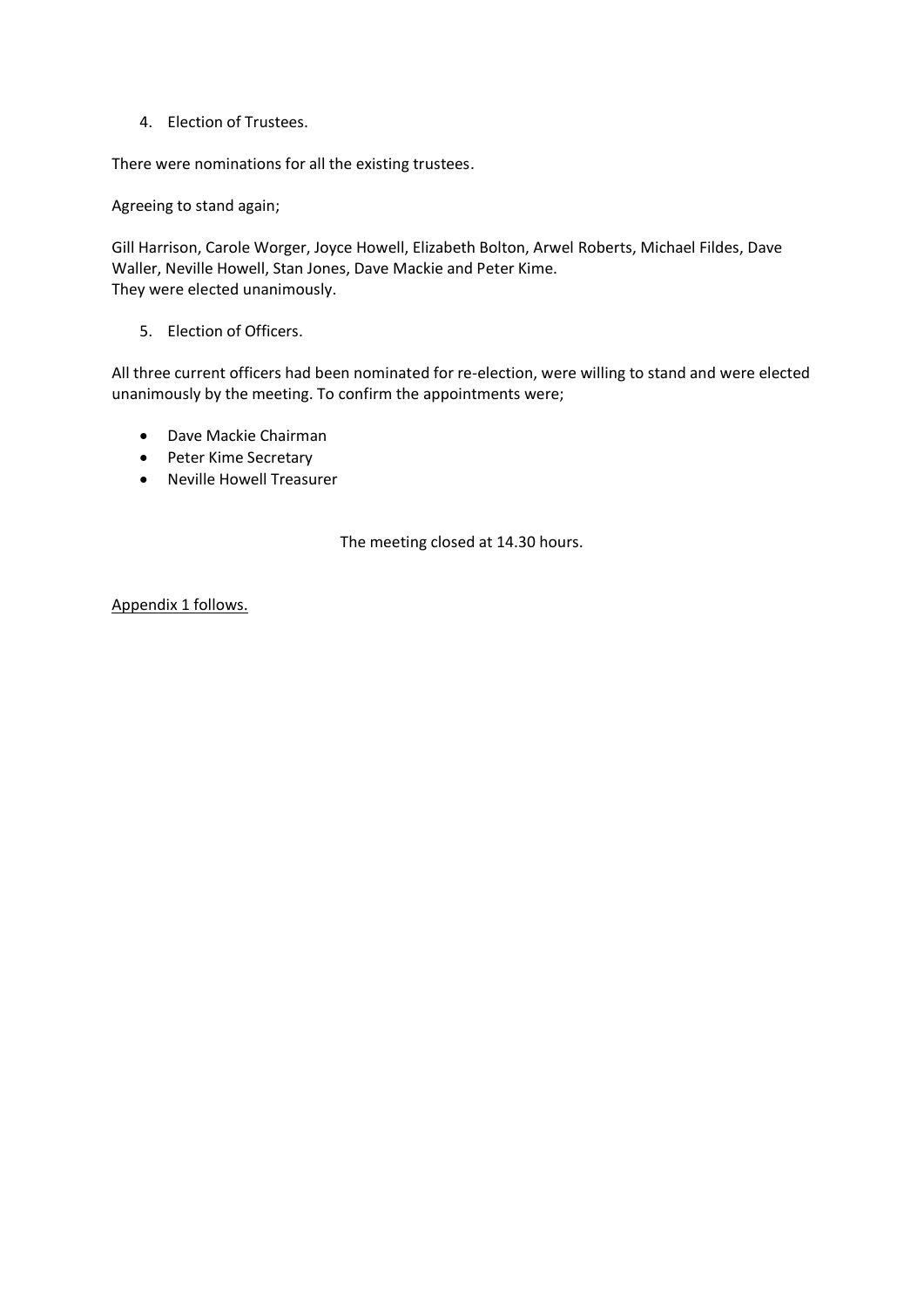4. Election of Trustees.

There were nominations for all the existing trustees.

Agreeing to stand again;

Gill Harrison, Carole Worger, Joyce Howell, Elizabeth Bolton, Arwel Roberts, Michael Fildes, Dave Waller, Neville Howell, Stan Jones, Dave Mackie and Peter Kime.
They were elected unanimously.

5. Election of Officers.

All three current officers had been nominated for re-election, were willing to stand and were elected unanimously by the meeting. To confirm the appointments were;

- Dave Mackie Chairman
- Peter Kime Secretary
- Neville Howell Treasurer

The meeting closed at 14.30 hours.

<u>Appendix 1 follows.</u>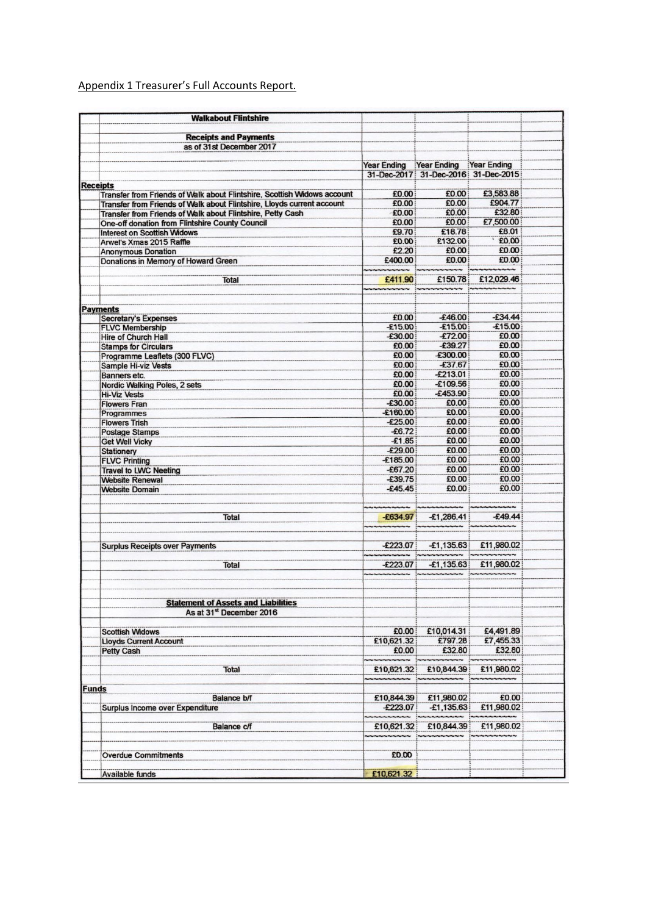Appendix 1 Treasurer's Full Accounts Report.

| | Year Ending 31-Dec-2017 | Year Ending 31-Dec-2016 | Year Ending 31-Dec-2015 |
|---|---|---|---|
| **Walkabout Flintshire** | | | |
| **Receipts and Payments** | | | |
| as of 31st December 2017 | | | |
| **Receipts** | | | |
| Transfer from Friends of Walk about Flintshire, Scottish Widows account | £0.00 | £0.00 | £3,583.88 |
| Transfer from Friends of Walk about Flintshire, Lloyds current account | £0.00 | £0.00 | £904.77 |
| Transfer from Friends of Walk about Flintshire, Petty Cash | £0.00 | £0.00 | £32.80 |
| One-off donation from Flintshire County Council | £0.00 | £0.00 | £7,500.00 |
| Interest on Scottish Widows | £9.70 | £18.78 | £8.01 |
| Arwel's Xmas 2015 Raffle | £0.00 | £132.00 | £0.00 |
| Anonymous Donation | £2.20 | £0.00 | £0.00 |
| Donations in Memory of Howard Green | £400.00 | £0.00 | £0.00 |
| Total | £411.90 | £150.78 | £12,029.46 |
| **Payments** | | | |
| Secretary's Expenses | £0.00 | -£46.00 | -£34.44 |
| FLVC Membership | -£15.00 | -£15.00 | -£15.00 |
| Hire of Church Hall | -£30.00 | -£72.00 | £0.00 |
| Stamps for Circulars | £0.00 | -£39.27 | £0.00 |
| Programme Leaflets (300 FLVC) | £0.00 | -£300.00 | £0.00 |
| Sample Hi-viz Vests | £0.00 | -£37.67 | £0.00 |
| Banners etc. | £0.00 | -£213.01 | £0.00 |
| Nordic Walking Poles, 2 sets | £0.00 | -£109.56 | £0.00 |
| Hi-Viz Vests | £0.00 | -£453.90 | £0.00 |
| Flowers Fran | -£30.00 | £0.00 | £0.00 |
| Programmes | -£160.00 | £0.00 | £0.00 |
| Flowers Trish | -£25.00 | £0.00 | £0.00 |
| Postage Stamps | -£6.72 | £0.00 | £0.00 |
| Get Well Vicky | -£1.85 | £0.00 | £0.00 |
| Stationery | -£29.00 | £0.00 | £0.00 |
| FLVC Printing | -£185.00 | £0.00 | £0.00 |
| Travel to LWC Neeting | -£67.20 | £0.00 | £0.00 |
| Website Renewal | -£39.75 | £0.00 | £0.00 |
| Website Domain | -£45.45 | £0.00 | £0.00 |
| Total | -£634.97 | -£1,286.41 | -£49.44 |
| Surplus Receipts over Payments | -£223.07 | -£1,135.63 | £11,980.02 |
| Total | -£223.07 | -£1,135.63 | £11,980.02 |
| **Statement of Assets and Liabilities** | | | |
| As at 31st December 2016 | | | |
| Scottish Widows | £0.00 | £10,014.31 | £4,491.89 |
| Lloyds Current Account | £10,621.32 | £797.28 | £7,455.33 |
| Petty Cash | £0.00 | £32.80 | £32.80 |
| Total | £10,621.32 | £10,844.39 | £11,980.02 |
| **Funds** | | | |
| Balance b/f | £10,844.39 | £11,980.02 | £0.00 |
| Surplus Income over Expenditure | -£223.07 | -£1,135.63 | £11,980.02 |
| Balance c/f | £10,621.32 | £10,844.39 | £11,980.02 |
| Overdue Commitments | £0.00 | | |
| Available funds | £10,621.32 | | |